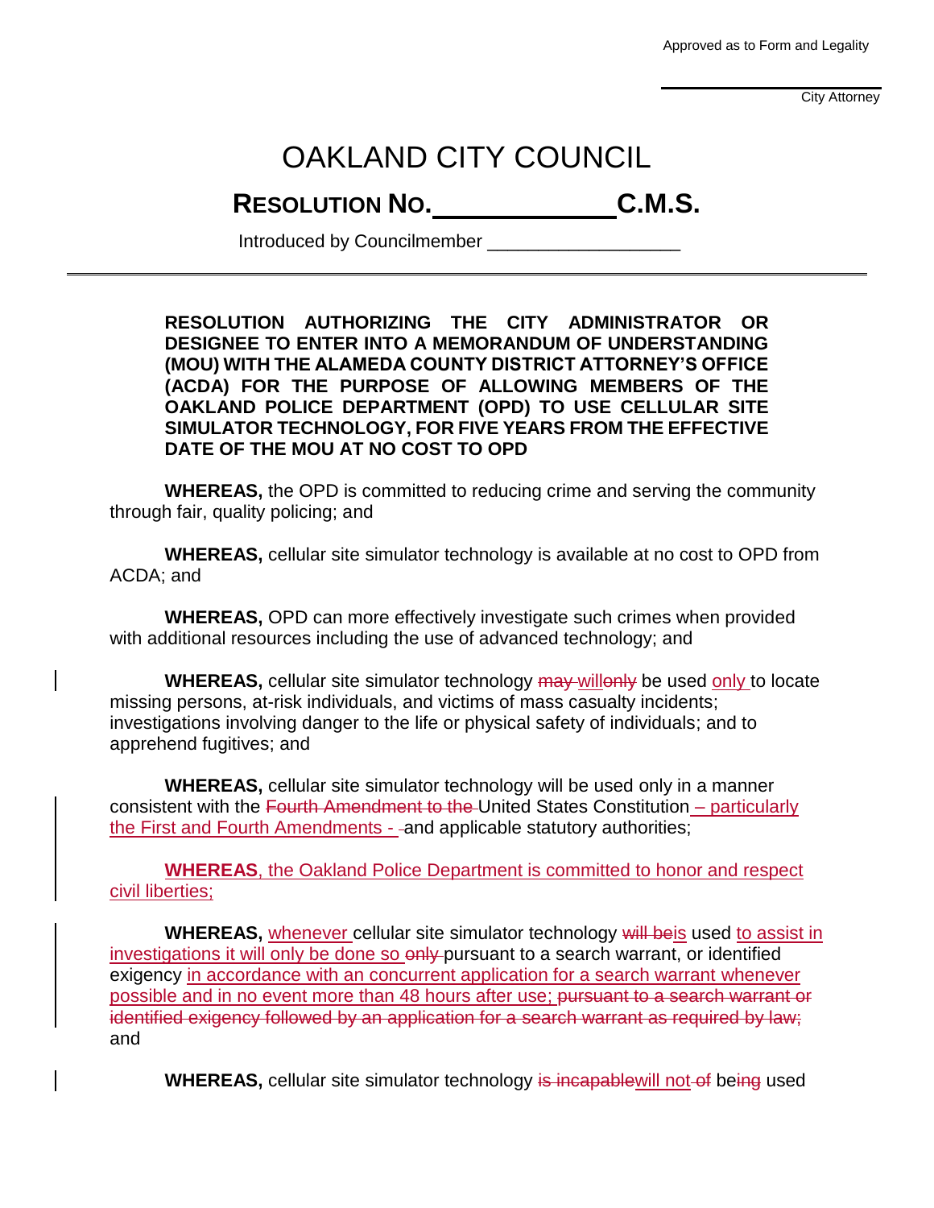Approved as to Form and Legality

\_\_\_\_\_\_\_\_\_\_\_\_\_\_\_\_\_\_\_\_
City Attorney

# OAKLAND CITY COUNCIL

## RESOLUTION NO.\_\_\_\_\_\_\_\_\_\_\_\_C.M.S.

Introduced by Councilmember \_\_\_\_\_\_\_\_\_\_\_\_\_\_\_\_\_\_

---

**RESOLUTION AUTHORIZING THE CITY ADMINISTRATOR OR DESIGNEE TO ENTER INTO A MEMORANDUM OF UNDERSTANDING (MOU) WITH THE ALAMEDA COUNTY DISTRICT ATTORNEY'S OFFICE (ACDA) FOR THE PURPOSE OF ALLOWING MEMBERS OF THE OAKLAND POLICE DEPARTMENT (OPD) TO USE CELLULAR SITE SIMULATOR TECHNOLOGY, FOR FIVE YEARS FROM THE EFFECTIVE DATE OF THE MOU AT NO COST TO OPD**

**WHEREAS,** the OPD is committed to reducing crime and serving the community through fair, quality policing; and

**WHEREAS,** cellular site simulator technology is available at no cost to OPD from ACDA; and

**WHEREAS,** OPD can more effectively investigate such crimes when provided with additional resources including the use of advanced technology; and

**WHEREAS,** cellular site simulator technology ~~may~~ will~~only~~ be used only to locate missing persons, at-risk individuals, and victims of mass casualty incidents; investigations involving danger to the life or physical safety of individuals; and to apprehend fugitives; and

**WHEREAS,** cellular site simulator technology will be used only in a manner consistent with the ~~Fourth Amendment to the~~ United States Constitution – particularly the First and Fourth Amendments - -and applicable statutory authorities;

**WHEREAS**, the Oakland Police Department is committed to honor and respect civil liberties;

**WHEREAS,** whenever cellular site simulator technology ~~will be~~is used to assist in investigations it will only be done so ~~only~~ pursuant to a search warrant, or identified exigency in accordance with an concurrent application for a search warrant whenever possible and in no event more than 48 hours after use; ~~pursuant to a search warrant or identified exigency followed by an application for a search warrant as required by law;~~ and

**WHEREAS,** cellular site simulator technology ~~is incapable~~will not~~of~~ be~~ing~~ used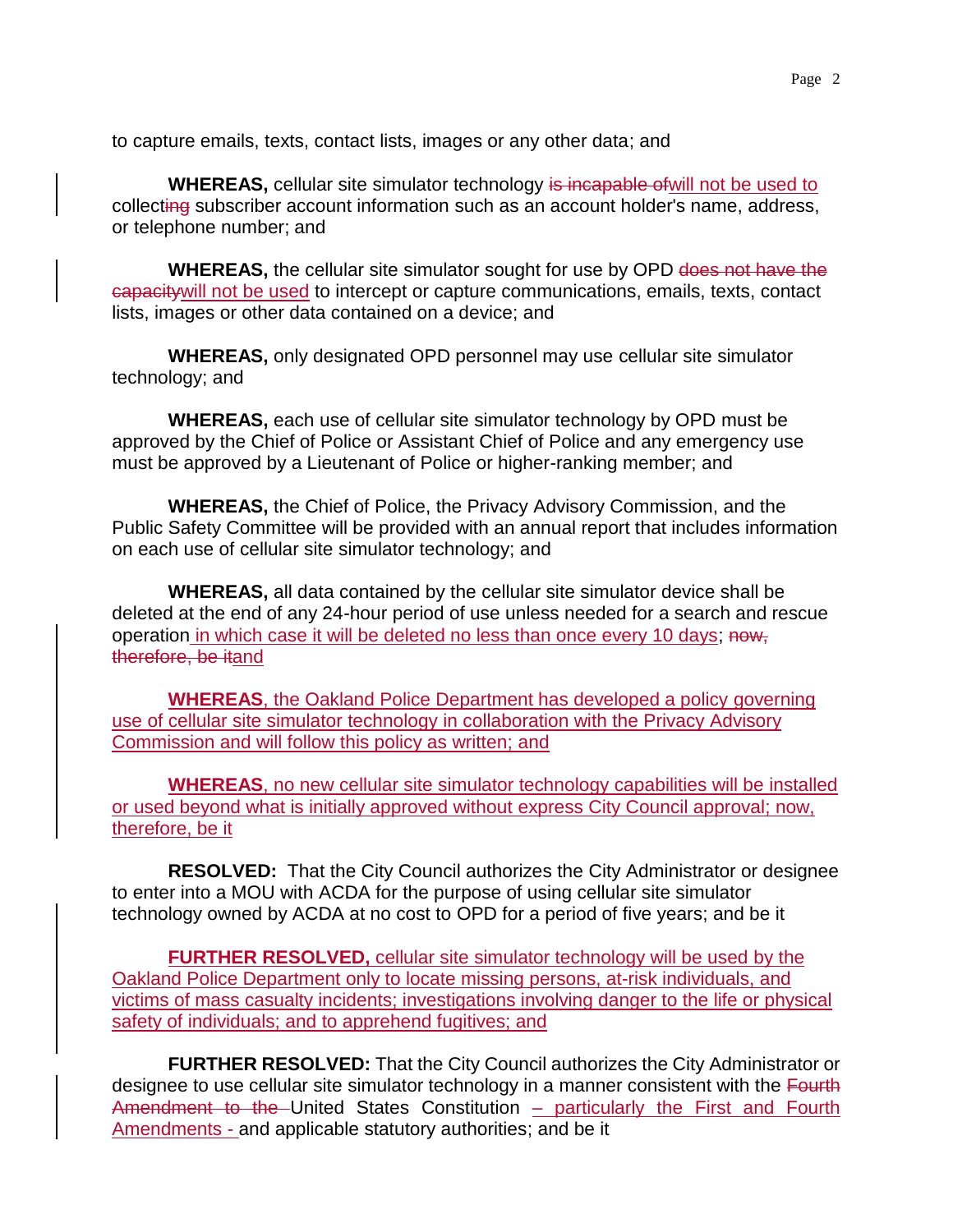to capture emails, texts, contact lists, images or any other data; and

**WHEREAS,** cellular site simulator technology ~~is incapable of~~will not be used to collect~~ing~~ subscriber account information such as an account holder's name, address, or telephone number; and

**WHEREAS,** the cellular site simulator sought for use by OPD ~~does not have the capacity~~will not be used to intercept or capture communications, emails, texts, contact lists, images or other data contained on a device; and

**WHEREAS,** only designated OPD personnel may use cellular site simulator technology; and

**WHEREAS,** each use of cellular site simulator technology by OPD must be approved by the Chief of Police or Assistant Chief of Police and any emergency use must be approved by a Lieutenant of Police or higher-ranking member; and

**WHEREAS,** the Chief of Police, the Privacy Advisory Commission, and the Public Safety Committee will be provided with an annual report that includes information on each use of cellular site simulator technology; and

**WHEREAS,** all data contained by the cellular site simulator device shall be deleted at the end of any 24-hour period of use unless needed for a search and rescue operation in which case it will be deleted no less than once every 10 days; ~~now, therefore, be it~~and

**WHEREAS**, the Oakland Police Department has developed a policy governing use of cellular site simulator technology in collaboration with the Privacy Advisory Commission and will follow this policy as written; and

**WHEREAS**, no new cellular site simulator technology capabilities will be installed or used beyond what is initially approved without express City Council approval; now, therefore, be it

**RESOLVED:** That the City Council authorizes the City Administrator or designee to enter into a MOU with ACDA for the purpose of using cellular site simulator technology owned by ACDA at no cost to OPD for a period of five years; and be it

**FURTHER RESOLVED,** cellular site simulator technology will be used by the Oakland Police Department only to locate missing persons, at-risk individuals, and victims of mass casualty incidents; investigations involving danger to the life or physical safety of individuals; and to apprehend fugitives; and

**FURTHER RESOLVED:** That the City Council authorizes the City Administrator or designee to use cellular site simulator technology in a manner consistent with the ~~Fourth Amendment to the~~ United States Constitution – particularly the First and Fourth Amendments - and applicable statutory authorities; and be it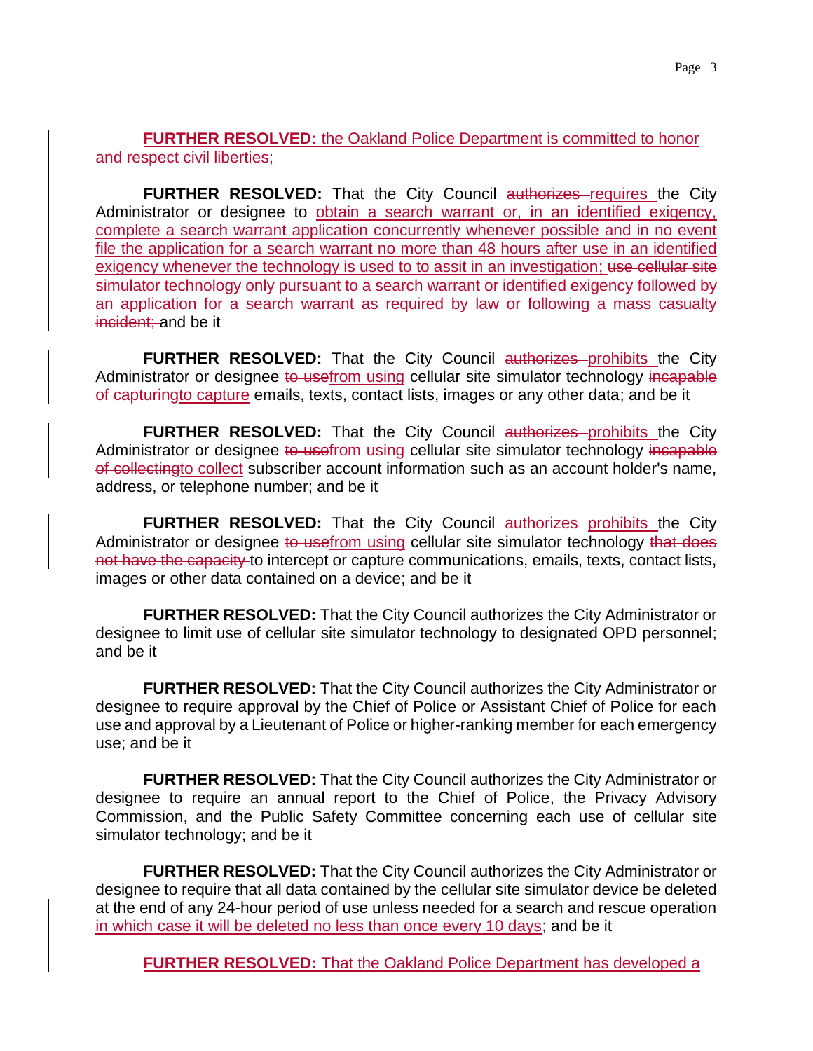**FURTHER RESOLVED:** the Oakland Police Department is committed to honor and respect civil liberties;

**FURTHER RESOLVED:** That the City Council ~~authorizes~~ requires the City Administrator or designee to obtain a search warrant or, in an identified exigency, complete a search warrant application concurrently whenever possible and in no event file the application for a search warrant no more than 48 hours after use in an identified exigency whenever the technology is used to to assit in an investigation; ~~use cellular site simulator technology only pursuant to a search warrant or identified exigency followed by an application for a search warrant as required by law or following a mass casualty incident;~~ and be it

**FURTHER RESOLVED:** That the City Council ~~authorizes~~ prohibits the City Administrator or designee ~~to use~~from using cellular site simulator technology ~~incapable of capturing~~to capture emails, texts, contact lists, images or any other data; and be it

**FURTHER RESOLVED:** That the City Council ~~authorizes~~ prohibits the City Administrator or designee ~~to use~~from using cellular site simulator technology ~~incapable of collecting~~to collect subscriber account information such as an account holder's name, address, or telephone number; and be it

**FURTHER RESOLVED:** That the City Council ~~authorizes~~ prohibits the City Administrator or designee ~~to use~~from using cellular site simulator technology ~~that does not have the capacity~~ to intercept or capture communications, emails, texts, contact lists, images or other data contained on a device; and be it

**FURTHER RESOLVED:** That the City Council authorizes the City Administrator or designee to limit use of cellular site simulator technology to designated OPD personnel; and be it

**FURTHER RESOLVED:** That the City Council authorizes the City Administrator or designee to require approval by the Chief of Police or Assistant Chief of Police for each use and approval by a Lieutenant of Police or higher-ranking member for each emergency use; and be it

**FURTHER RESOLVED:** That the City Council authorizes the City Administrator or designee to require an annual report to the Chief of Police, the Privacy Advisory Commission, and the Public Safety Committee concerning each use of cellular site simulator technology; and be it

**FURTHER RESOLVED:** That the City Council authorizes the City Administrator or designee to require that all data contained by the cellular site simulator device be deleted at the end of any 24-hour period of use unless needed for a search and rescue operation in which case it will be deleted no less than once every 10 days; and be it

**FURTHER RESOLVED:** That the Oakland Police Department has developed a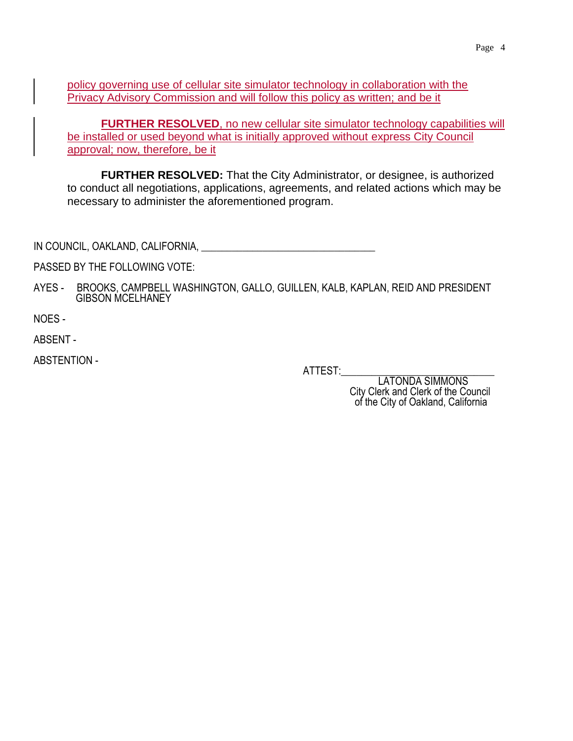policy governing use of cellular site simulator technology in collaboration with the Privacy Advisory Commission and will follow this policy as written; and be it

**FURTHER RESOLVED**, no new cellular site simulator technology capabilities will be installed or used beyond what is initially approved without express City Council approval; now, therefore, be it

**FURTHER RESOLVED:** That the City Administrator, or designee, is authorized to conduct all negotiations, applications, agreements, and related actions which may be necessary to administer the aforementioned program.

IN COUNCIL, OAKLAND, CALIFORNIA, ________________________________

PASSED BY THE FOLLOWING VOTE:

AYES - BROOKS, CAMPBELL WASHINGTON, GALLO, GUILLEN, KALB, KAPLAN, REID AND PRESIDENT GIBSON MCELHANEY

NOES -

ABSENT -

ABSTENTION -

ATTEST:____________________________

LATONDA SIMMONS
City Clerk and Clerk of the Council
of the City of Oakland, California